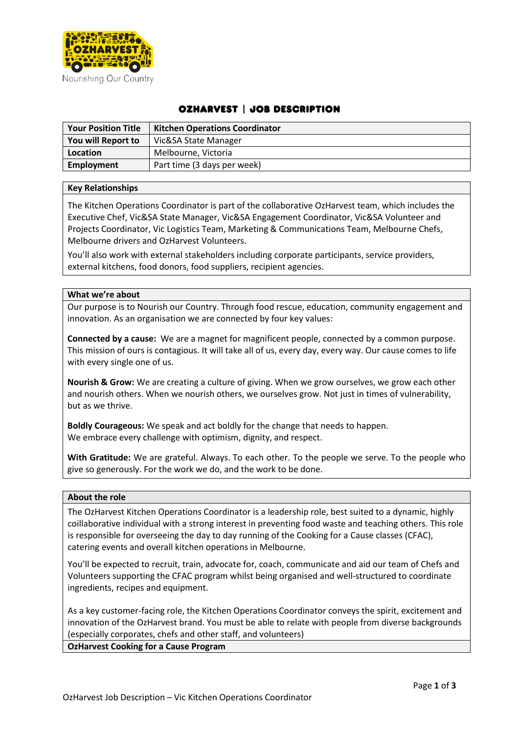Nourishing Our Country

# OZHARVEST | JOB DESCRIPTION

| Your Position Title | Kitchen Operations Coordinator |
|---|---|
| You will Report to | Vic&SA State Manager |
| Location | Melbourne, Victoria |
| Employment | Part time (3 days per week) |

## Key Relationships

The Kitchen Operations Coordinator is part of the collaborative OzHarvest team, which includes the Executive Chef, Vic&SA State Manager, Vic&SA Engagement Coordinator, Vic&SA Volunteer and Projects Coordinator, Vic Logistics Team, Marketing & Communications Team, Melbourne Chefs, Melbourne drivers and OzHarvest Volunteers.

You'll also work with external stakeholders including corporate participants, service providers, external kitchens, food donors, food suppliers, recipient agencies.

## What we're about

Our purpose is to Nourish our Country. Through food rescue, education, community engagement and innovation. As an organisation we are connected by four key values:

**Connected by a cause:** We are a magnet for magnificent people, connected by a common purpose. This mission of ours is contagious. It will take all of us, every day, every way. Our cause comes to life with every single one of us.

**Nourish & Grow:** We are creating a culture of giving. When we grow ourselves, we grow each other and nourish others. When we nourish others, we ourselves grow. Not just in times of vulnerability, but as we thrive.

**Boldly Courageous:** We speak and act boldly for the change that needs to happen.
We embrace every challenge with optimism, dignity, and respect.

**With Gratitude:** We are grateful. Always. To each other. To the people we serve. To the people who give so generously. For the work we do, and the work to be done.

## About the role

The OzHarvest Kitchen Operations Coordinator is a leadership role, best suited to a dynamic, highly coillaborative individual with a strong interest in preventing food waste and teaching others. This role is responsible for overseeing the day to day running of the Cooking for a Cause classes (CFAC), catering events and overall kitchen operations in Melbourne.

You'll be expected to recruit, train, advocate for, coach, communicate and aid our team of Chefs and Volunteers supporting the CFAC program whilst being organised and well-structured to coordinate ingredients, recipes and equipment.

As a key customer-facing role, the Kitchen Operations Coordinator conveys the spirit, excitement and innovation of the OzHarvest brand. You must be able to relate with people from diverse backgrounds (especially corporates, chefs and other staff, and volunteers)

## OzHarvest Cooking for a Cause Program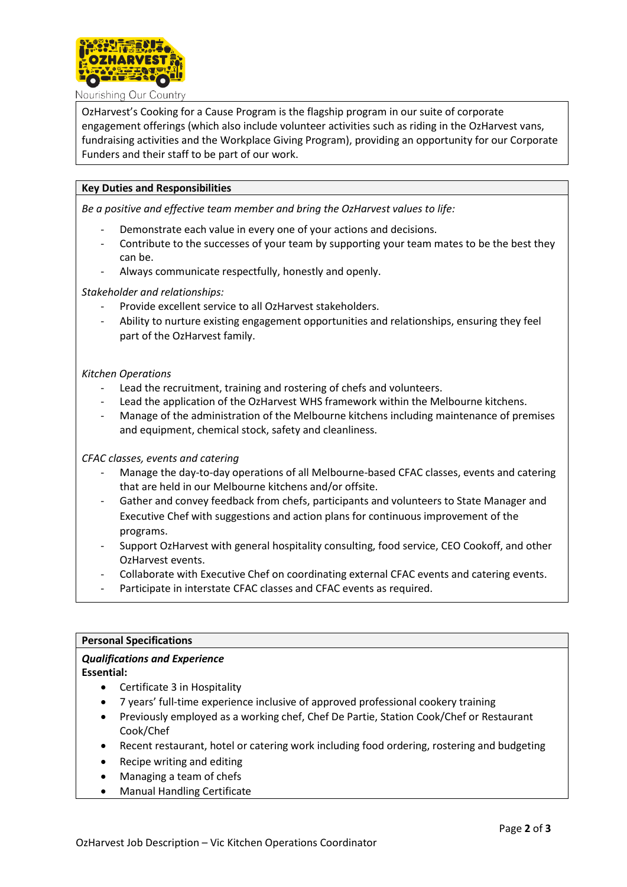OzHarvest's Cooking for a Cause Program is the flagship program in our suite of corporate engagement offerings (which also include volunteer activities such as riding in the OzHarvest vans, fundraising activities and the Workplace Giving Program), providing an opportunity for our Corporate Funders and their staff to be part of our work.

## Key Duties and Responsibilities

*Be a positive and effective team member and bring the OzHarvest values to life:*

- Demonstrate each value in every one of your actions and decisions.
- Contribute to the successes of your team by supporting your team mates to be the best they can be.
- Always communicate respectfully, honestly and openly.

*Stakeholder and relationships:*

- Provide excellent service to all OzHarvest stakeholders.
- Ability to nurture existing engagement opportunities and relationships, ensuring they feel part of the OzHarvest family.

*Kitchen Operations*

- Lead the recruitment, training and rostering of chefs and volunteers.
- Lead the application of the OzHarvest WHS framework within the Melbourne kitchens.
- Manage of the administration of the Melbourne kitchens including maintenance of premises and equipment, chemical stock, safety and cleanliness.

*CFAC classes, events and catering*

- Manage the day-to-day operations of all Melbourne-based CFAC classes, events and catering that are held in our Melbourne kitchens and/or offsite.
- Gather and convey feedback from chefs, participants and volunteers to State Manager and Executive Chef with suggestions and action plans for continuous improvement of the programs.
- Support OzHarvest with general hospitality consulting, food service, CEO Cookoff, and other OzHarvest events.
- Collaborate with Executive Chef on coordinating external CFAC events and catering events.
- Participate in interstate CFAC classes and CFAC events as required.

## Personal Specifications

***Qualifications and Experience***

**Essential:**

- Certificate 3 in Hospitality
- 7 years' full-time experience inclusive of approved professional cookery training
- Previously employed as a working chef, Chef De Partie, Station Cook/Chef or Restaurant Cook/Chef
- Recent restaurant, hotel or catering work including food ordering, rostering and budgeting
- Recipe writing and editing
- Managing a team of chefs
- Manual Handling Certificate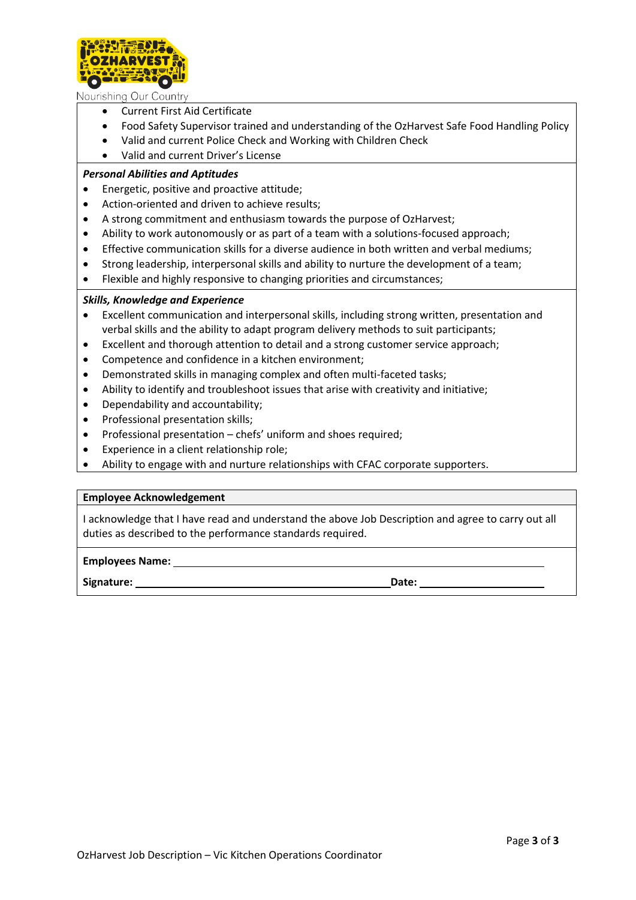- Current First Aid Certificate
- Food Safety Supervisor trained and understanding of the OzHarvest Safe Food Handling Policy
- Valid and current Police Check and Working with Children Check
- Valid and current Driver's License

***Personal Abilities and Aptitudes***

- Energetic, positive and proactive attitude;
- Action-oriented and driven to achieve results;
- A strong commitment and enthusiasm towards the purpose of OzHarvest;
- Ability to work autonomously or as part of a team with a solutions-focused approach;
- Effective communication skills for a diverse audience in both written and verbal mediums;
- Strong leadership, interpersonal skills and ability to nurture the development of a team;
- Flexible and highly responsive to changing priorities and circumstances;

***Skills, Knowledge and Experience***

- Excellent communication and interpersonal skills, including strong written, presentation and verbal skills and the ability to adapt program delivery methods to suit participants;
- Excellent and thorough attention to detail and a strong customer service approach;
- Competence and confidence in a kitchen environment;
- Demonstrated skills in managing complex and often multi-faceted tasks;
- Ability to identify and troubleshoot issues that arise with creativity and initiative;
- Dependability and accountability;
- Professional presentation skills;
- Professional presentation – chefs' uniform and shoes required;
- Experience in a client relationship role;
- Ability to engage with and nurture relationships with CFAC corporate supporters.

**Employee Acknowledgement**

I acknowledge that I have read and understand the above Job Description and agree to carry out all duties as described to the performance standards required.

**Employees Name:** ______________________________

**Signature:** ______________________________ **Date:** ______________